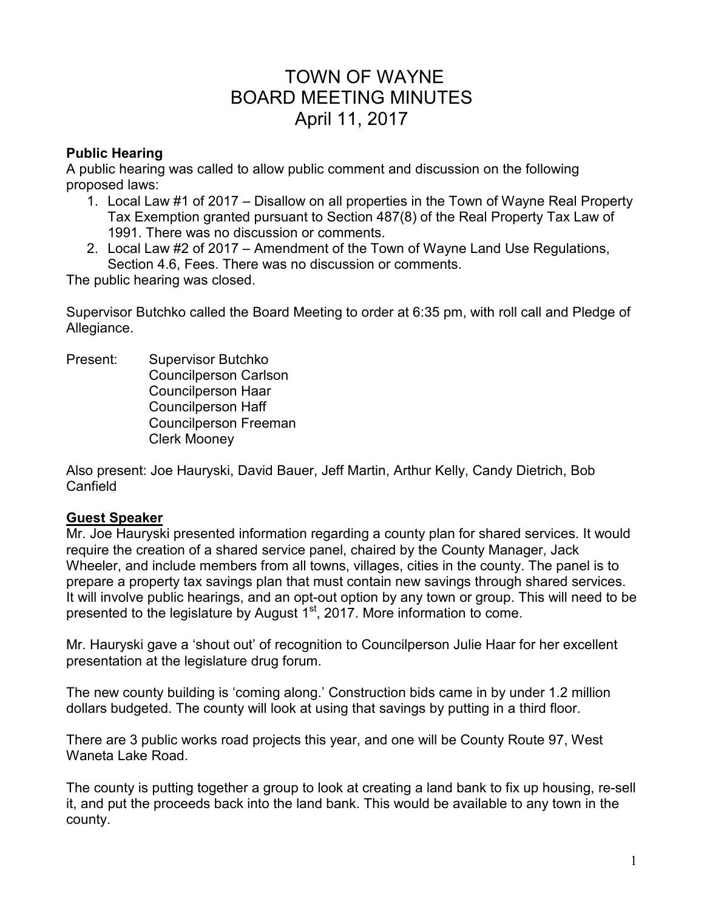# TOWN OF WAYNE
# BOARD MEETING MINUTES
# April 11, 2017

**Public Hearing**

A public hearing was called to allow public comment and discussion on the following proposed laws:

1. Local Law #1 of 2017 – Disallow on all properties in the Town of Wayne Real Property Tax Exemption granted pursuant to Section 487(8) of the Real Property Tax Law of 1991. There was no discussion or comments.
2. Local Law #2 of 2017 – Amendment of the Town of Wayne Land Use Regulations, Section 4.6, Fees. There was no discussion or comments.

The public hearing was closed.

Supervisor Butchko called the Board Meeting to order at 6:35 pm, with roll call and Pledge of Allegiance.

Present: Supervisor Butchko
Councilperson Carlson
Councilperson Haar
Councilperson Haff
Councilperson Freeman
Clerk Mooney

Also present: Joe Hauryski, David Bauer, Jeff Martin, Arthur Kelly, Candy Dietrich, Bob Canfield

**Guest Speaker**

Mr. Joe Hauryski presented information regarding a county plan for shared services. It would require the creation of a shared service panel, chaired by the County Manager, Jack Wheeler, and include members from all towns, villages, cities in the county. The panel is to prepare a property tax savings plan that must contain new savings through shared services. It will involve public hearings, and an opt-out option by any town or group. This will need to be presented to the legislature by August 1st, 2017. More information to come.

Mr. Hauryski gave a 'shout out' of recognition to Councilperson Julie Haar for her excellent presentation at the legislature drug forum.

The new county building is 'coming along.' Construction bids came in by under 1.2 million dollars budgeted. The county will look at using that savings by putting in a third floor.

There are 3 public works road projects this year, and one will be County Route 97, West Waneta Lake Road.

The county is putting together a group to look at creating a land bank to fix up housing, re-sell it, and put the proceeds back into the land bank. This would be available to any town in the county.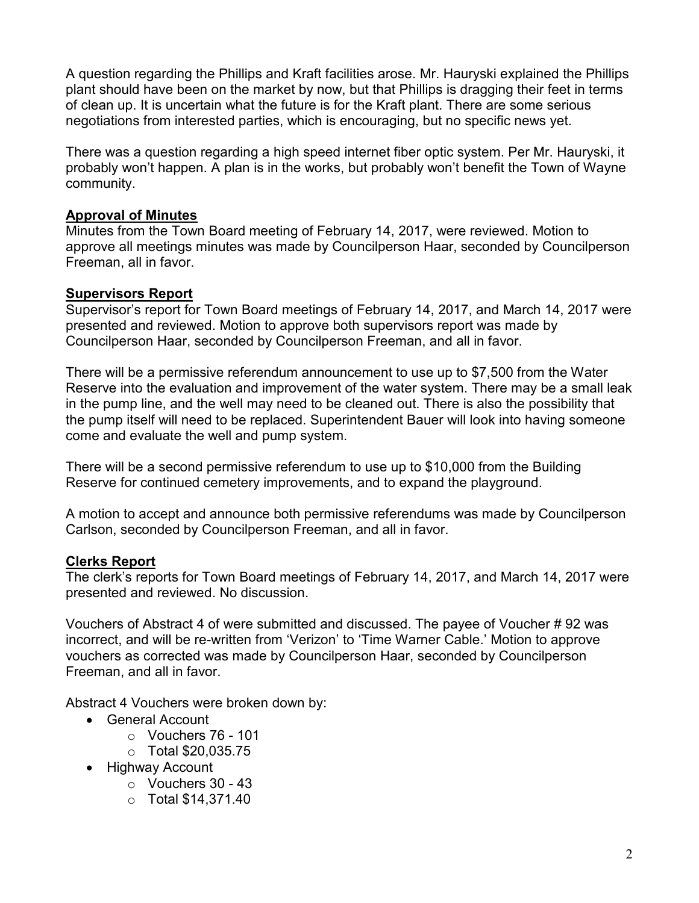A question regarding the Phillips and Kraft facilities arose. Mr. Hauryski explained the Phillips plant should have been on the market by now, but that Phillips is dragging their feet in terms of clean up. It is uncertain what the future is for the Kraft plant. There are some serious negotiations from interested parties, which is encouraging, but no specific news yet.

There was a question regarding a high speed internet fiber optic system. Per Mr. Hauryski, it probably won't happen. A plan is in the works, but probably won't benefit the Town of Wayne community.

## Approval of Minutes

Minutes from the Town Board meeting of February 14, 2017, were reviewed. Motion to approve all meetings minutes was made by Councilperson Haar, seconded by Councilperson Freeman, all in favor.

## Supervisors Report

Supervisor's report for Town Board meetings of February 14, 2017, and March 14, 2017 were presented and reviewed. Motion to approve both supervisors report was made by Councilperson Haar, seconded by Councilperson Freeman, and all in favor.

There will be a permissive referendum announcement to use up to $7,500 from the Water Reserve into the evaluation and improvement of the water system. There may be a small leak in the pump line, and the well may need to be cleaned out. There is also the possibility that the pump itself will need to be replaced. Superintendent Bauer will look into having someone come and evaluate the well and pump system.

There will be a second permissive referendum to use up to $10,000 from the Building Reserve for continued cemetery improvements, and to expand the playground.

A motion to accept and announce both permissive referendums was made by Councilperson Carlson, seconded by Councilperson Freeman, and all in favor.

## Clerks Report

The clerk's reports for Town Board meetings of February 14, 2017, and March 14, 2017 were presented and reviewed. No discussion.

Vouchers of Abstract 4 of were submitted and discussed. The payee of Voucher # 92 was incorrect, and will be re-written from 'Verizon' to 'Time Warner Cable.' Motion to approve vouchers as corrected was made by Councilperson Haar, seconded by Councilperson Freeman, and all in favor.

Abstract 4 Vouchers were broken down by:

- General Account
    - Vouchers 76 - 101
    - Total $20,035.75
- Highway Account
    - Vouchers 30 - 43
    - Total $14,371.40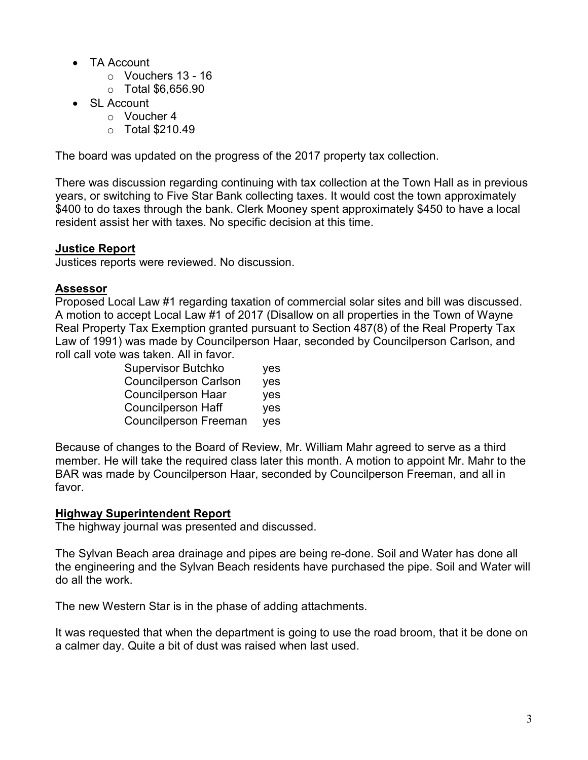- TA Account
    - Vouchers 13 - 16
    - Total $6,656.90
- SL Account
    - Voucher 4
    - Total $210.49

The board was updated on the progress of the 2017 property tax collection.

There was discussion regarding continuing with tax collection at the Town Hall as in previous years, or switching to Five Star Bank collecting taxes. It would cost the town approximately $400 to do taxes through the bank. Clerk Mooney spent approximately $450 to have a local resident assist her with taxes. No specific decision at this time.

**Justice Report**

Justices reports were reviewed. No discussion.

**Assessor**

Proposed Local Law #1 regarding taxation of commercial solar sites and bill was discussed. A motion to accept Local Law #1 of 2017 (Disallow on all properties in the Town of Wayne Real Property Tax Exemption granted pursuant to Section 487(8) of the Real Property Tax Law of 1991) was made by Councilperson Haar, seconded by Councilperson Carlson, and roll call vote was taken. All in favor.

| | |
|---|---|
| Supervisor Butchko | yes |
| Councilperson Carlson | yes |
| Councilperson Haar | yes |
| Councilperson Haff | yes |
| Councilperson Freeman | yes |

Because of changes to the Board of Review, Mr. William Mahr agreed to serve as a third member. He will take the required class later this month. A motion to appoint Mr. Mahr to the BAR was made by Councilperson Haar, seconded by Councilperson Freeman, and all in favor.

**Highway Superintendent Report**

The highway journal was presented and discussed.

The Sylvan Beach area drainage and pipes are being re-done. Soil and Water has done all the engineering and the Sylvan Beach residents have purchased the pipe. Soil and Water will do all the work.

The new Western Star is in the phase of adding attachments.

It was requested that when the department is going to use the road broom, that it be done on a calmer day. Quite a bit of dust was raised when last used.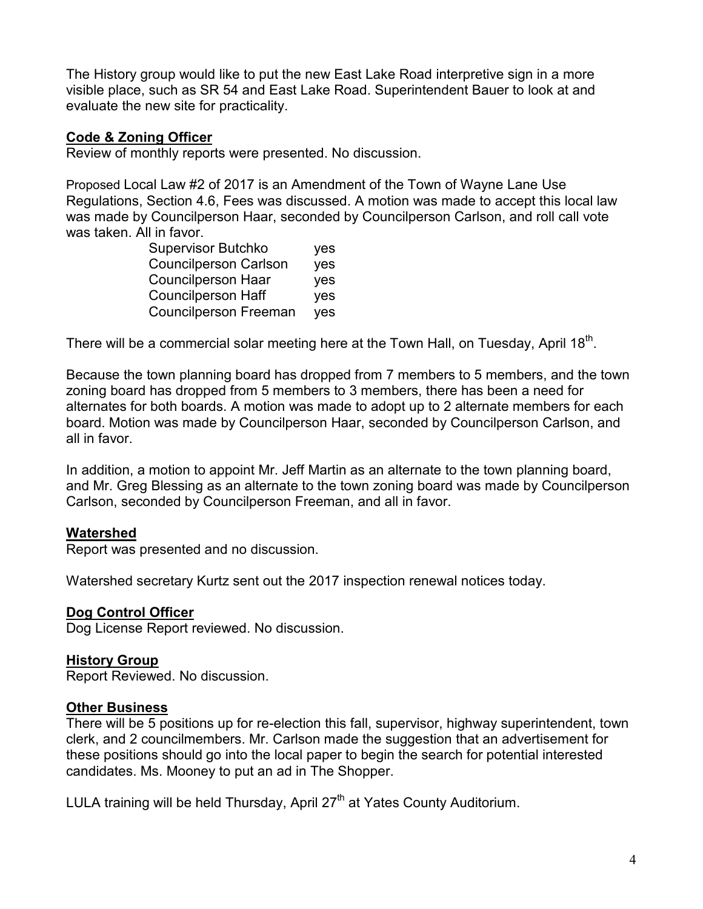The History group would like to put the new East Lake Road interpretive sign in a more visible place, such as SR 54 and East Lake Road. Superintendent Bauer to look at and evaluate the new site for practicality.

**Code & Zoning Officer**

Review of monthly reports were presented. No discussion.

Proposed Local Law #2 of 2017 is an Amendment of the Town of Wayne Lane Use Regulations, Section 4.6, Fees was discussed. A motion was made to accept this local law was made by Councilperson Haar, seconded by Councilperson Carlson, and roll call vote was taken. All in favor.

| | |
|---|---|
| Supervisor Butchko | yes |
| Councilperson Carlson | yes |
| Councilperson Haar | yes |
| Councilperson Haff | yes |
| Councilperson Freeman | yes |

There will be a commercial solar meeting here at the Town Hall, on Tuesday, April 18th.

Because the town planning board has dropped from 7 members to 5 members, and the town zoning board has dropped from 5 members to 3 members, there has been a need for alternates for both boards. A motion was made to adopt up to 2 alternate members for each board. Motion was made by Councilperson Haar, seconded by Councilperson Carlson, and all in favor.

In addition, a motion to appoint Mr. Jeff Martin as an alternate to the town planning board, and Mr. Greg Blessing as an alternate to the town zoning board was made by Councilperson Carlson, seconded by Councilperson Freeman, and all in favor.

**Watershed**

Report was presented and no discussion.

Watershed secretary Kurtz sent out the 2017 inspection renewal notices today.

**Dog Control Officer**

Dog License Report reviewed. No discussion.

**History Group**

Report Reviewed. No discussion.

**Other Business**

There will be 5 positions up for re-election this fall, supervisor, highway superintendent, town clerk, and 2 councilmembers. Mr. Carlson made the suggestion that an advertisement for these positions should go into the local paper to begin the search for potential interested candidates. Ms. Mooney to put an ad in The Shopper.

LULA training will be held Thursday, April 27th at Yates County Auditorium.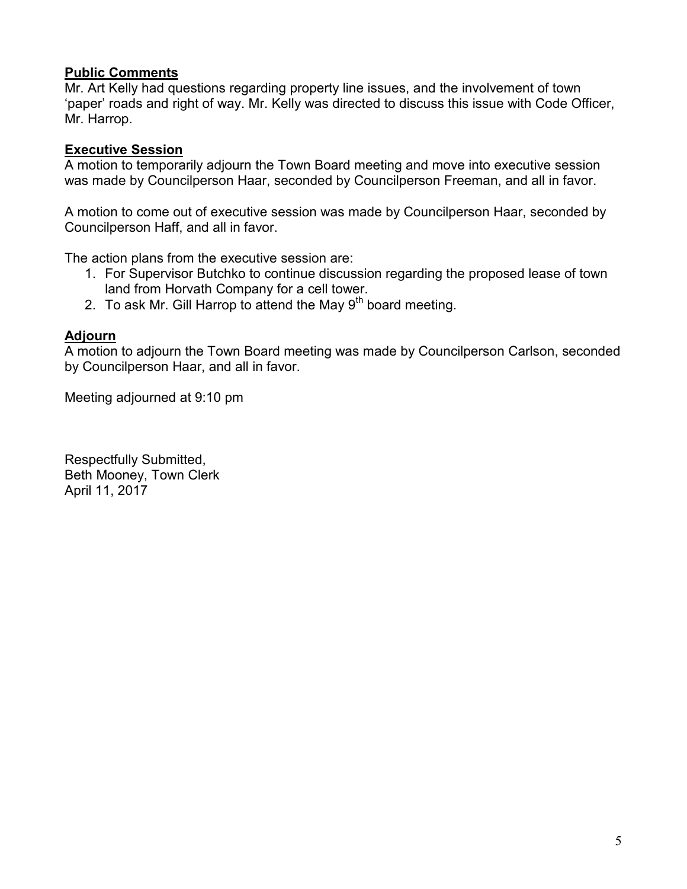**Public Comments**

Mr. Art Kelly had questions regarding property line issues, and the involvement of town 'paper' roads and right of way. Mr. Kelly was directed to discuss this issue with Code Officer, Mr. Harrop.

**Executive Session**

A motion to temporarily adjourn the Town Board meeting and move into executive session was made by Councilperson Haar, seconded by Councilperson Freeman, and all in favor.

A motion to come out of executive session was made by Councilperson Haar, seconded by Councilperson Haff, and all in favor.

The action plans from the executive session are:

1. For Supervisor Butchko to continue discussion regarding the proposed lease of town land from Horvath Company for a cell tower.
2. To ask Mr. Gill Harrop to attend the May 9th board meeting.

**Adjourn**

A motion to adjourn the Town Board meeting was made by Councilperson Carlson, seconded by Councilperson Haar, and all in favor.

Meeting adjourned at 9:10 pm

Respectfully Submitted,
Beth Mooney, Town Clerk
April 11, 2017